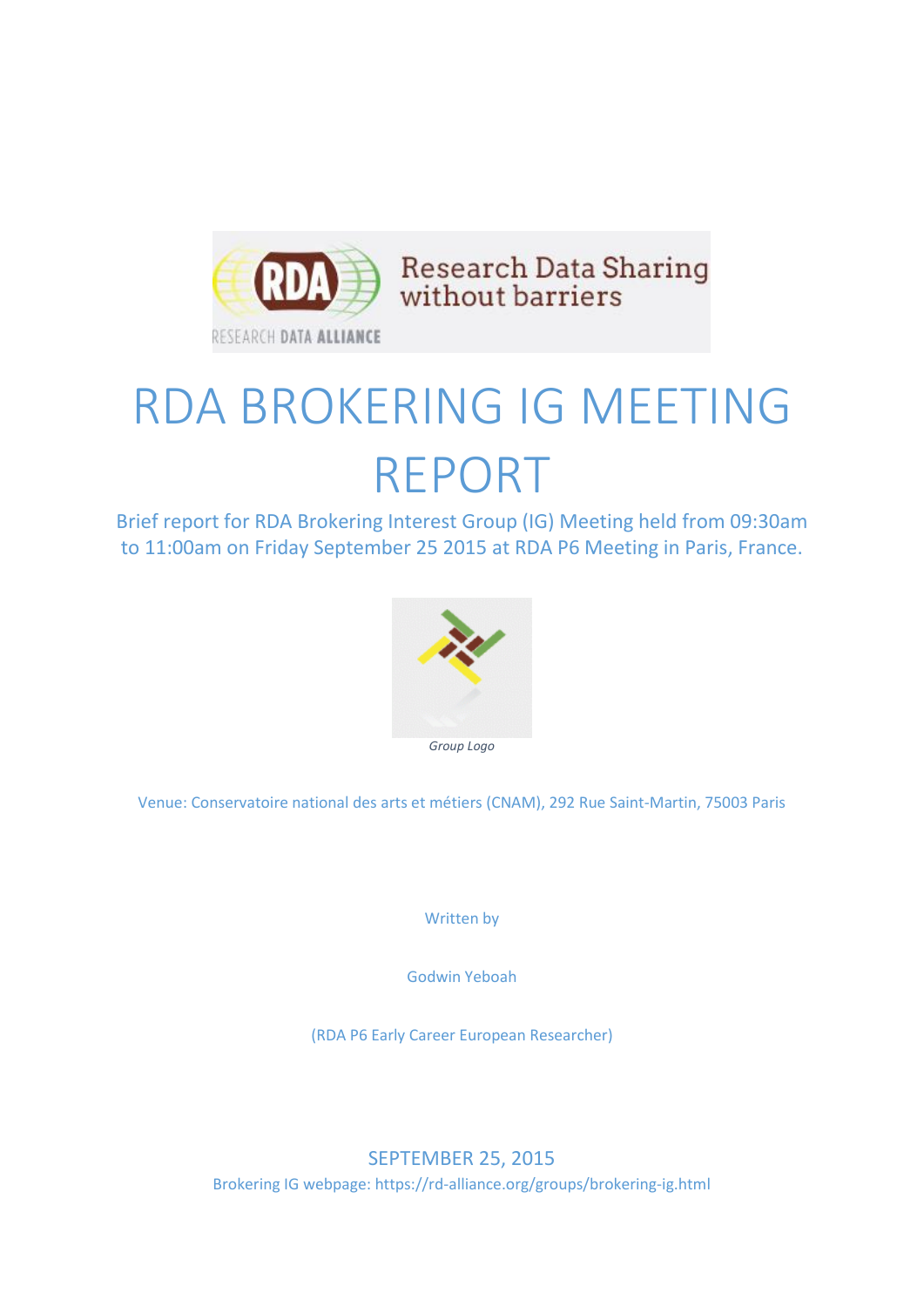# RDA BROKERING IG MEETING REPORT

Brief report for RDA Brokering Interest Group (IG) Meeting held from 09:30am to 11:00am on Friday September 25 2015 at RDA P6 Meeting in Paris, France.

*Group Logo*

Venue: Conservatoire national des arts et métiers (CNAM), 292 Rue Saint-Martin, 75003 Paris

Written by

Godwin Yeboah

(RDA P6 Early Career European Researcher)

SEPTEMBER 25, 2015

Brokering IG webpage: https://rd-alliance.org/groups/brokering-ig.html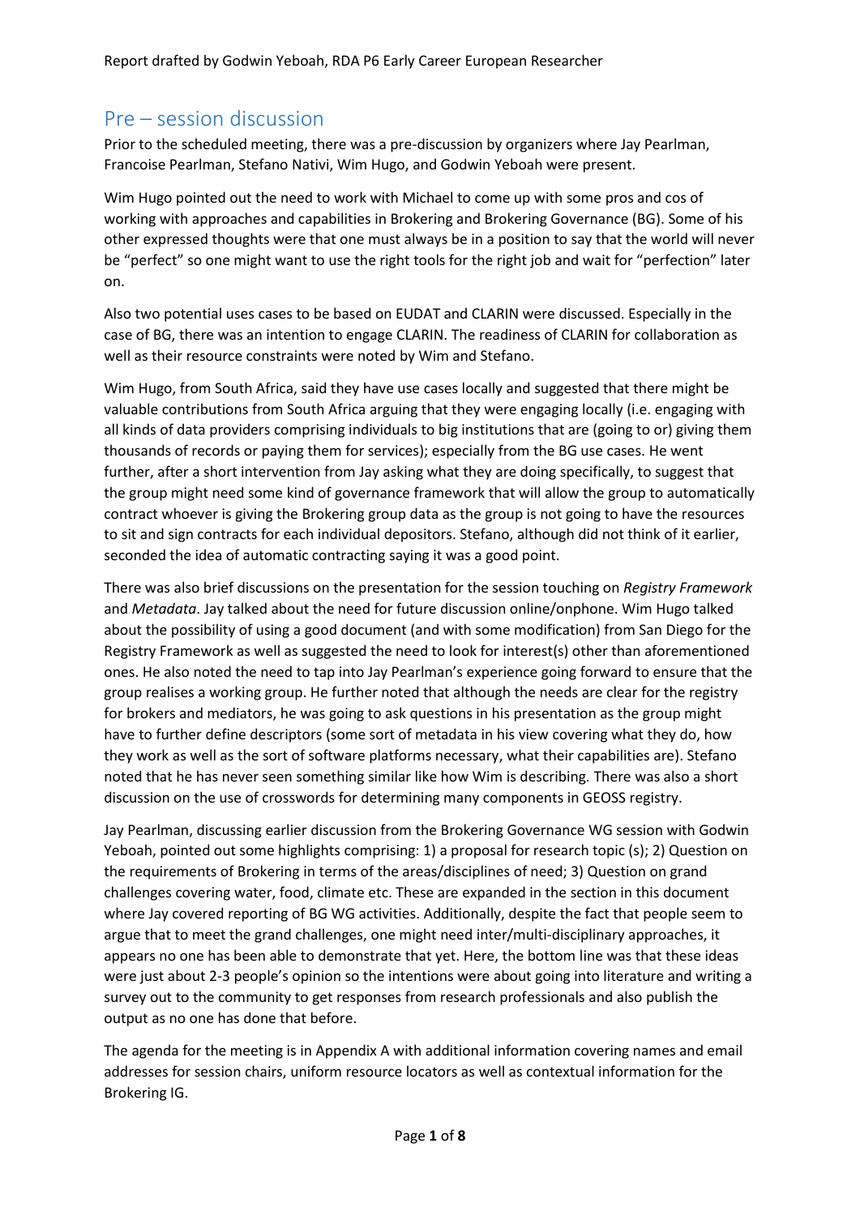## Pre – session discussion

Prior to the scheduled meeting, there was a pre-discussion by organizers where Jay Pearlman, Francoise Pearlman, Stefano Nativi, Wim Hugo, and Godwin Yeboah were present.

Wim Hugo pointed out the need to work with Michael to come up with some pros and cos of working with approaches and capabilities in Brokering and Brokering Governance (BG). Some of his other expressed thoughts were that one must always be in a position to say that the world will never be "perfect" so one might want to use the right tools for the right job and wait for "perfection" later on.

Also two potential uses cases to be based on EUDAT and CLARIN were discussed. Especially in the case of BG, there was an intention to engage CLARIN. The readiness of CLARIN for collaboration as well as their resource constraints were noted by Wim and Stefano.

Wim Hugo, from South Africa, said they have use cases locally and suggested that there might be valuable contributions from South Africa arguing that they were engaging locally (i.e. engaging with all kinds of data providers comprising individuals to big institutions that are (going to or) giving them thousands of records or paying them for services); especially from the BG use cases. He went further, after a short intervention from Jay asking what they are doing specifically, to suggest that the group might need some kind of governance framework that will allow the group to automatically contract whoever is giving the Brokering group data as the group is not going to have the resources to sit and sign contracts for each individual depositors. Stefano, although did not think of it earlier, seconded the idea of automatic contracting saying it was a good point.

There was also brief discussions on the presentation for the session touching on *Registry Framework* and *Metadata*. Jay talked about the need for future discussion online/onphone. Wim Hugo talked about the possibility of using a good document (and with some modification) from San Diego for the Registry Framework as well as suggested the need to look for interest(s) other than aforementioned ones. He also noted the need to tap into Jay Pearlman's experience going forward to ensure that the group realises a working group. He further noted that although the needs are clear for the registry for brokers and mediators, he was going to ask questions in his presentation as the group might have to further define descriptors (some sort of metadata in his view covering what they do, how they work as well as the sort of software platforms necessary, what their capabilities are). Stefano noted that he has never seen something similar like how Wim is describing. There was also a short discussion on the use of crosswords for determining many components in GEOSS registry.

Jay Pearlman, discussing earlier discussion from the Brokering Governance WG session with Godwin Yeboah, pointed out some highlights comprising: 1) a proposal for research topic (s); 2) Question on the requirements of Brokering in terms of the areas/disciplines of need; 3) Question on grand challenges covering water, food, climate etc. These are expanded in the section in this document where Jay covered reporting of BG WG activities. Additionally, despite the fact that people seem to argue that to meet the grand challenges, one might need inter/multi-disciplinary approaches, it appears no one has been able to demonstrate that yet. Here, the bottom line was that these ideas were just about 2-3 people's opinion so the intentions were about going into literature and writing a survey out to the community to get responses from research professionals and also publish the output as no one has done that before.

The agenda for the meeting is in Appendix A with additional information covering names and email addresses for session chairs, uniform resource locators as well as contextual information for the Brokering IG.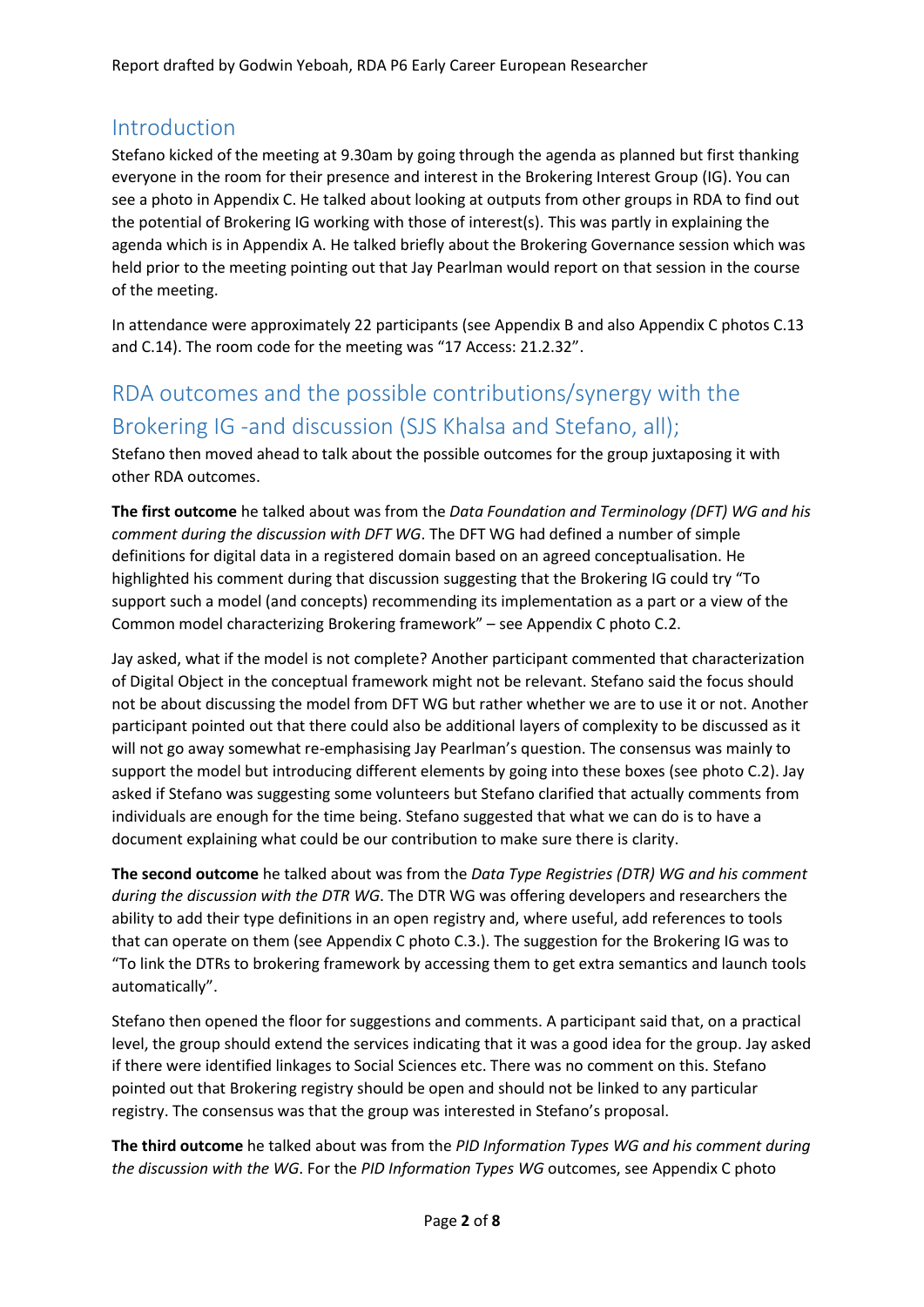## Introduction

Stefano kicked of the meeting at 9.30am by going through the agenda as planned but first thanking everyone in the room for their presence and interest in the Brokering Interest Group (IG). You can see a photo in Appendix C. He talked about looking at outputs from other groups in RDA to find out the potential of Brokering IG working with those of interest(s). This was partly in explaining the agenda which is in Appendix A. He talked briefly about the Brokering Governance session which was held prior to the meeting pointing out that Jay Pearlman would report on that session in the course of the meeting.

In attendance were approximately 22 participants (see Appendix B and also Appendix C photos C.13 and C.14). The room code for the meeting was “17 Access: 21.2.32”.

## RDA outcomes and the possible contributions/synergy with the Brokering IG -and discussion (SJS Khalsa and Stefano, all);

Stefano then moved ahead to talk about the possible outcomes for the group juxtaposing it with other RDA outcomes.

**The first outcome** he talked about was from the *Data Foundation and Terminology (DFT) WG and his comment during the discussion with DFT WG*. The DFT WG had defined a number of simple definitions for digital data in a registered domain based on an agreed conceptualisation. He highlighted his comment during that discussion suggesting that the Brokering IG could try “To support such a model (and concepts) recommending its implementation as a part or a view of the Common model characterizing Brokering framework” – see Appendix C photo C.2.

Jay asked, what if the model is not complete? Another participant commented that characterization of Digital Object in the conceptual framework might not be relevant. Stefano said the focus should not be about discussing the model from DFT WG but rather whether we are to use it or not. Another participant pointed out that there could also be additional layers of complexity to be discussed as it will not go away somewhat re-emphasising Jay Pearlman’s question. The consensus was mainly to support the model but introducing different elements by going into these boxes (see photo C.2). Jay asked if Stefano was suggesting some volunteers but Stefano clarified that actually comments from individuals are enough for the time being. Stefano suggested that what we can do is to have a document explaining what could be our contribution to make sure there is clarity.

**The second outcome** he talked about was from the *Data Type Registries (DTR) WG and his comment during the discussion with the DTR WG*. The DTR WG was offering developers and researchers the ability to add their type definitions in an open registry and, where useful, add references to tools that can operate on them (see Appendix C photo C.3.). The suggestion for the Brokering IG was to “To link the DTRs to brokering framework by accessing them to get extra semantics and launch tools automatically”.

Stefano then opened the floor for suggestions and comments. A participant said that, on a practical level, the group should extend the services indicating that it was a good idea for the group. Jay asked if there were identified linkages to Social Sciences etc. There was no comment on this. Stefano pointed out that Brokering registry should be open and should not be linked to any particular registry. The consensus was that the group was interested in Stefano’s proposal.

**The third outcome** he talked about was from the *PID Information Types WG and his comment during the discussion with the WG*. For the *PID Information Types WG* outcomes, see Appendix C photo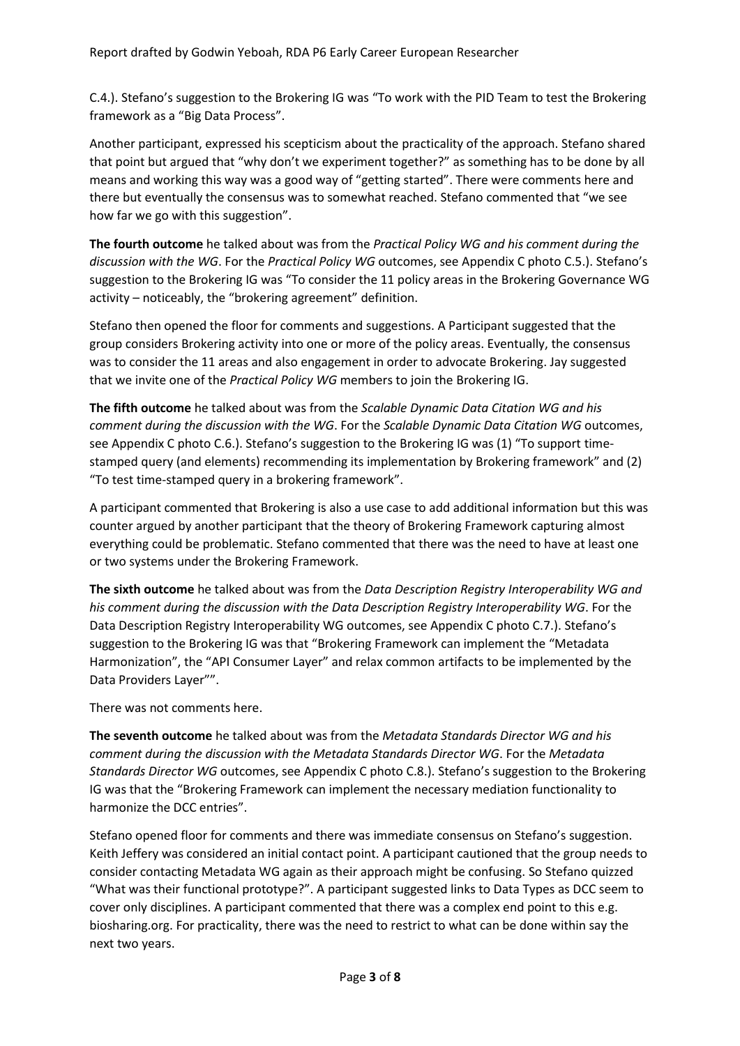C.4.). Stefano's suggestion to the Brokering IG was "To work with the PID Team to test the Brokering framework as a "Big Data Process".

Another participant, expressed his scepticism about the practicality of the approach. Stefano shared that point but argued that "why don't we experiment together?" as something has to be done by all means and working this way was a good way of "getting started". There were comments here and there but eventually the consensus was to somewhat reached. Stefano commented that "we see how far we go with this suggestion".

**The fourth outcome** he talked about was from the *Practical Policy WG and his comment during the discussion with the WG*. For the *Practical Policy WG* outcomes, see Appendix C photo C.5.). Stefano's suggestion to the Brokering IG was "To consider the 11 policy areas in the Brokering Governance WG activity – noticeably, the "brokering agreement" definition.

Stefano then opened the floor for comments and suggestions. A Participant suggested that the group considers Brokering activity into one or more of the policy areas. Eventually, the consensus was to consider the 11 areas and also engagement in order to advocate Brokering. Jay suggested that we invite one of the *Practical Policy WG* members to join the Brokering IG.

**The fifth outcome** he talked about was from the *Scalable Dynamic Data Citation WG and his comment during the discussion with the WG*. For the *Scalable Dynamic Data Citation WG* outcomes, see Appendix C photo C.6.). Stefano's suggestion to the Brokering IG was (1) "To support time-stamped query (and elements) recommending its implementation by Brokering framework" and (2) "To test time-stamped query in a brokering framework".

A participant commented that Brokering is also a use case to add additional information but this was counter argued by another participant that the theory of Brokering Framework capturing almost everything could be problematic. Stefano commented that there was the need to have at least one or two systems under the Brokering Framework.

**The sixth outcome** he talked about was from the *Data Description Registry Interoperability WG and his comment during the discussion with the Data Description Registry Interoperability WG*. For the Data Description Registry Interoperability WG outcomes, see Appendix C photo C.7.). Stefano's suggestion to the Brokering IG was that "Brokering Framework can implement the "Metadata Harmonization", the "API Consumer Layer" and relax common artifacts to be implemented by the Data Providers Layer"".

There was not comments here.

**The seventh outcome** he talked about was from the *Metadata Standards Director WG and his comment during the discussion with the Metadata Standards Director WG*. For the *Metadata Standards Director WG* outcomes, see Appendix C photo C.8.). Stefano's suggestion to the Brokering IG was that the "Brokering Framework can implement the necessary mediation functionality to harmonize the DCC entries".

Stefano opened floor for comments and there was immediate consensus on Stefano's suggestion. Keith Jeffery was considered an initial contact point. A participant cautioned that the group needs to consider contacting Metadata WG again as their approach might be confusing. So Stefano quizzed "What was their functional prototype?". A participant suggested links to Data Types as DCC seem to cover only disciplines. A participant commented that there was a complex end point to this e.g. biosharing.org. For practicality, there was the need to restrict to what can be done within say the next two years.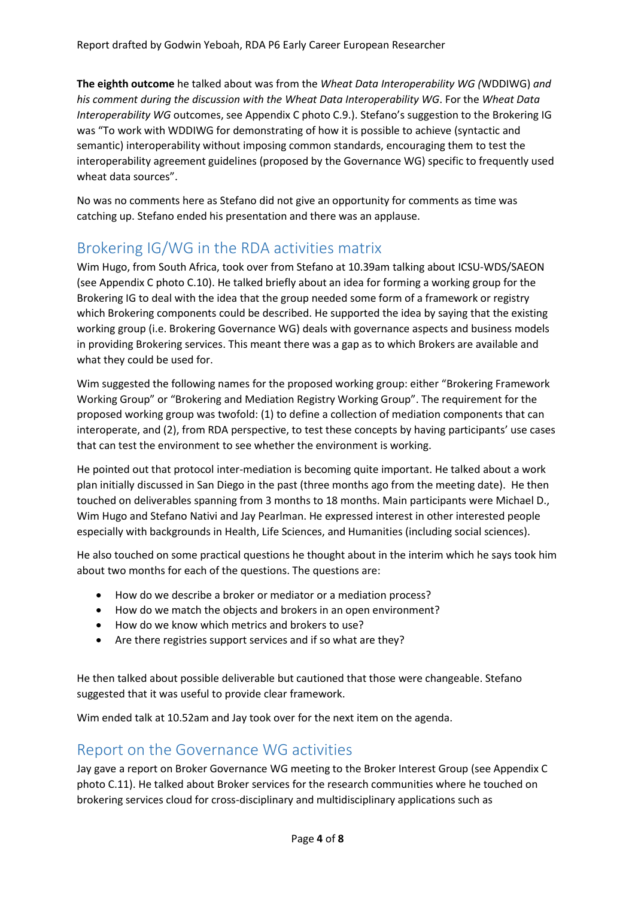**The eighth outcome** he talked about was from the *Wheat Data Interoperability WG (*WDDIWG) *and his comment during the discussion with the Wheat Data Interoperability WG*. For the *Wheat Data Interoperability WG* outcomes, see Appendix C photo C.9.). Stefano's suggestion to the Brokering IG was "To work with WDDIWG for demonstrating of how it is possible to achieve (syntactic and semantic) interoperability without imposing common standards, encouraging them to test the interoperability agreement guidelines (proposed by the Governance WG) specific to frequently used wheat data sources".

No was no comments here as Stefano did not give an opportunity for comments as time was catching up. Stefano ended his presentation and there was an applause.

## Brokering IG/WG in the RDA activities matrix

Wim Hugo, from South Africa, took over from Stefano at 10.39am talking about ICSU-WDS/SAEON (see Appendix C photo C.10). He talked briefly about an idea for forming a working group for the Brokering IG to deal with the idea that the group needed some form of a framework or registry which Brokering components could be described. He supported the idea by saying that the existing working group (i.e. Brokering Governance WG) deals with governance aspects and business models in providing Brokering services. This meant there was a gap as to which Brokers are available and what they could be used for.

Wim suggested the following names for the proposed working group: either "Brokering Framework Working Group" or "Brokering and Mediation Registry Working Group". The requirement for the proposed working group was twofold: (1) to define a collection of mediation components that can interoperate, and (2), from RDA perspective, to test these concepts by having participants' use cases that can test the environment to see whether the environment is working.

He pointed out that protocol inter-mediation is becoming quite important. He talked about a work plan initially discussed in San Diego in the past (three months ago from the meeting date). He then touched on deliverables spanning from 3 months to 18 months. Main participants were Michael D., Wim Hugo and Stefano Nativi and Jay Pearlman. He expressed interest in other interested people especially with backgrounds in Health, Life Sciences, and Humanities (including social sciences).

He also touched on some practical questions he thought about in the interim which he says took him about two months for each of the questions. The questions are:

- How do we describe a broker or mediator or a mediation process?
- How do we match the objects and brokers in an open environment?
- How do we know which metrics and brokers to use?
- Are there registries support services and if so what are they?

He then talked about possible deliverable but cautioned that those were changeable. Stefano suggested that it was useful to provide clear framework.

Wim ended talk at 10.52am and Jay took over for the next item on the agenda.

## Report on the Governance WG activities

Jay gave a report on Broker Governance WG meeting to the Broker Interest Group (see Appendix C photo C.11). He talked about Broker services for the research communities where he touched on brokering services cloud for cross-disciplinary and multidisciplinary applications such as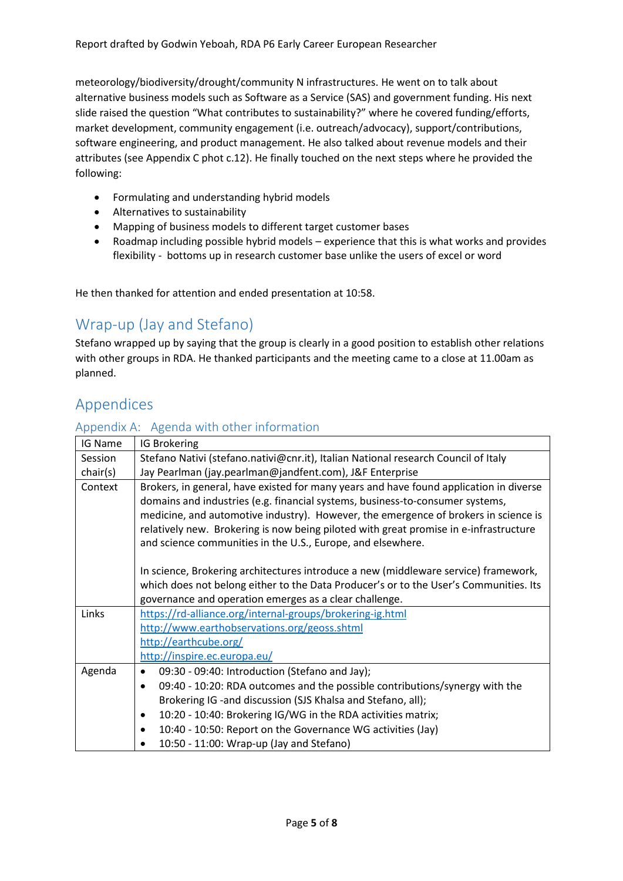meteorology/biodiversity/drought/community N infrastructures. He went on to talk about alternative business models such as Software as a Service (SAS) and government funding. His next slide raised the question "What contributes to sustainability?" where he covered funding/efforts, market development, community engagement (i.e. outreach/advocacy), support/contributions, software engineering, and product management. He also talked about revenue models and their attributes (see Appendix C phot c.12). He finally touched on the next steps where he provided the following:

- Formulating and understanding hybrid models
- Alternatives to sustainability
- Mapping of business models to different target customer bases
- Roadmap including possible hybrid models – experience that this is what works and provides flexibility - bottoms up in research customer base unlike the users of excel or word

He then thanked for attention and ended presentation at 10:58.

## Wrap-up (Jay and Stefano)

Stefano wrapped up by saying that the group is clearly in a good position to establish other relations with other groups in RDA. He thanked participants and the meeting came to a close at 11.00am as planned.

## Appendices

### Appendix A: Agenda with other information

| IG Name | IG Brokering |
|---|---|
| Session chair(s) | Stefano Nativi (stefano.nativi@cnr.it), Italian National research Council of Italy<br>Jay Pearlman (jay.pearlman@jandfent.com), J&F Enterprise |
| Context | Brokers, in general, have existed for many years and have found application in diverse domains and industries (e.g. financial systems, business-to-consumer systems, medicine, and automotive industry). However, the emergence of brokers in science is relatively new. Brokering is now being piloted with great promise in e-infrastructure and science communities in the U.S., Europe, and elsewhere.<br><br>In science, Brokering architectures introduce a new (middleware service) framework, which does not belong either to the Data Producer's or to the User's Communities. Its governance and operation emerges as a clear challenge. |
| Links | https://rd-alliance.org/internal-groups/brokering-ig.html<br>http://www.earthobservations.org/geoss.shtml<br>http://earthcube.org/<br>http://inspire.ec.europa.eu/ |
| Agenda | • 09:30 - 09:40: Introduction (Stefano and Jay);<br>• 09:40 - 10:20: RDA outcomes and the possible contributions/synergy with the Brokering IG -and discussion (SJS Khalsa and Stefano, all);<br>• 10:20 - 10:40: Brokering IG/WG in the RDA activities matrix;<br>• 10:40 - 10:50: Report on the Governance WG activities (Jay)<br>• 10:50 - 11:00: Wrap-up (Jay and Stefano) |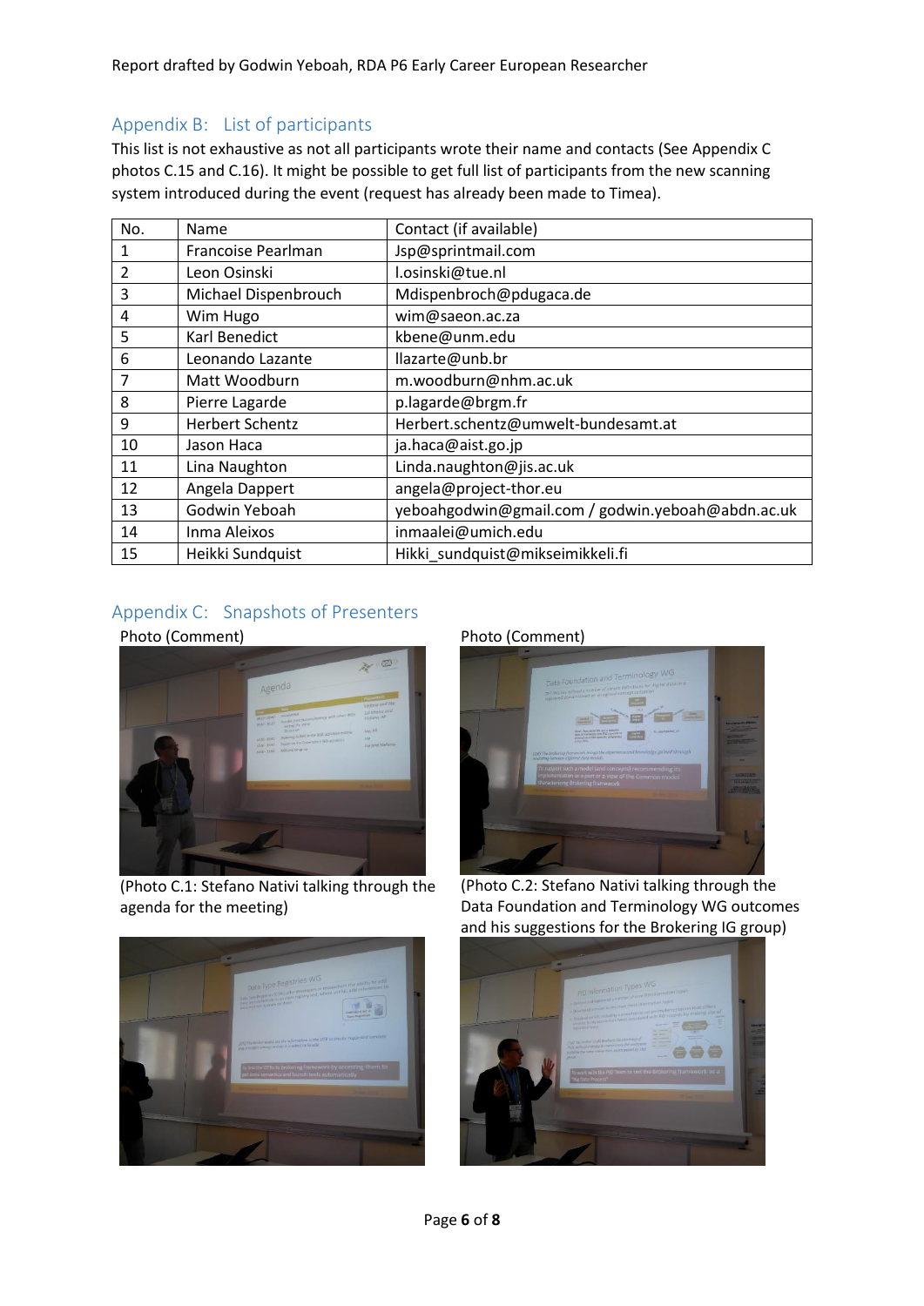## Appendix B: List of participants

This list is not exhaustive as not all participants wrote their name and contacts (See Appendix C photos C.15 and C.16). It might be possible to get full list of participants from the new scanning system introduced during the event (request has already been made to Timea).

| No. | Name | Contact (if available) |
| --- | --- | --- |
| 1 | Francoise Pearlman | Jsp@sprintmail.com |
| 2 | Leon Osinski | l.osinski@tue.nl |
| 3 | Michael Dispenbrouch | Mdispenbroch@pdugaca.de |
| 4 | Wim Hugo | wim@saeon.ac.za |
| 5 | Karl Benedict | kbene@unm.edu |
| 6 | Leonando Lazante | llazarte@unb.br |
| 7 | Matt Woodburn | m.woodburn@nhm.ac.uk |
| 8 | Pierre Lagarde | p.lagarde@brgm.fr |
| 9 | Herbert Schentz | Herbert.schentz@umwelt-bundesamt.at |
| 10 | Jason Haca | ja.haca@aist.go.jp |
| 11 | Lina Naughton | Linda.naughton@jis.ac.uk |
| 12 | Angela Dappert | angela@project-thor.eu |
| 13 | Godwin Yeboah | yeboahgodwin@gmail.com / godwin.yeboah@abdn.ac.uk |
| 14 | Inma Aleixos | inmaalei@umich.edu |
| 15 | Heikki Sundquist | Hikki_sundquist@mikseimikkeli.fi |

## Appendix C: Snapshots of Presenters

Photo (Comment)

(Photo C.1: Stefano Nativi talking through the agenda for the meeting)

Photo (Comment)

(Photo C.2: Stefano Nativi talking through the Data Foundation and Terminology WG outcomes and his suggestions for the Brokering IG group)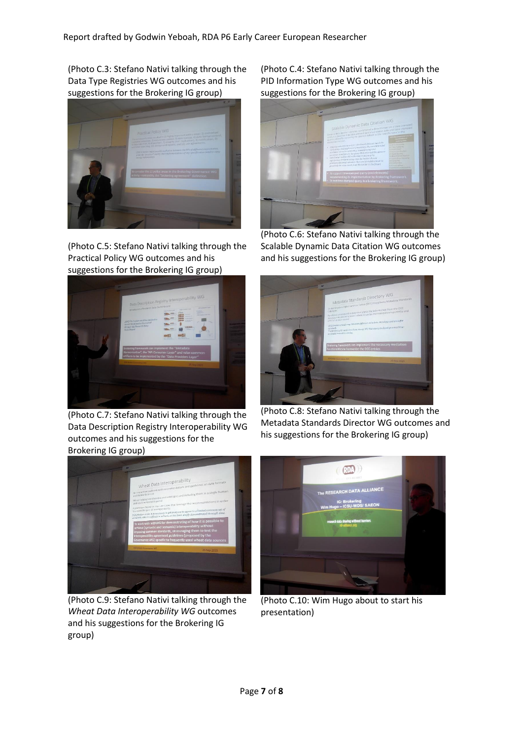(Photo C.3: Stefano Nativi talking through the Data Type Registries WG outcomes and his suggestions for the Brokering IG group)

(Photo C.4: Stefano Nativi talking through the PID Information Type WG outcomes and his suggestions for the Brokering IG group)

(Photo C.5: Stefano Nativi talking through the Practical Policy WG outcomes and his suggestions for the Brokering IG group)

(Photo C.6: Stefano Nativi talking through the Scalable Dynamic Data Citation WG outcomes and his suggestions for the Brokering IG group)

(Photo C.7: Stefano Nativi talking through the Data Description Registry Interoperability WG outcomes and his suggestions for the Brokering IG group)

(Photo C.8: Stefano Nativi talking through the Metadata Standards Director WG outcomes and his suggestions for the Brokering IG group)

(Photo C.9: Stefano Nativi talking through the *Wheat Data Interoperability WG* outcomes and his suggestions for the Brokering IG group)

(Photo C.10: Wim Hugo about to start his presentation)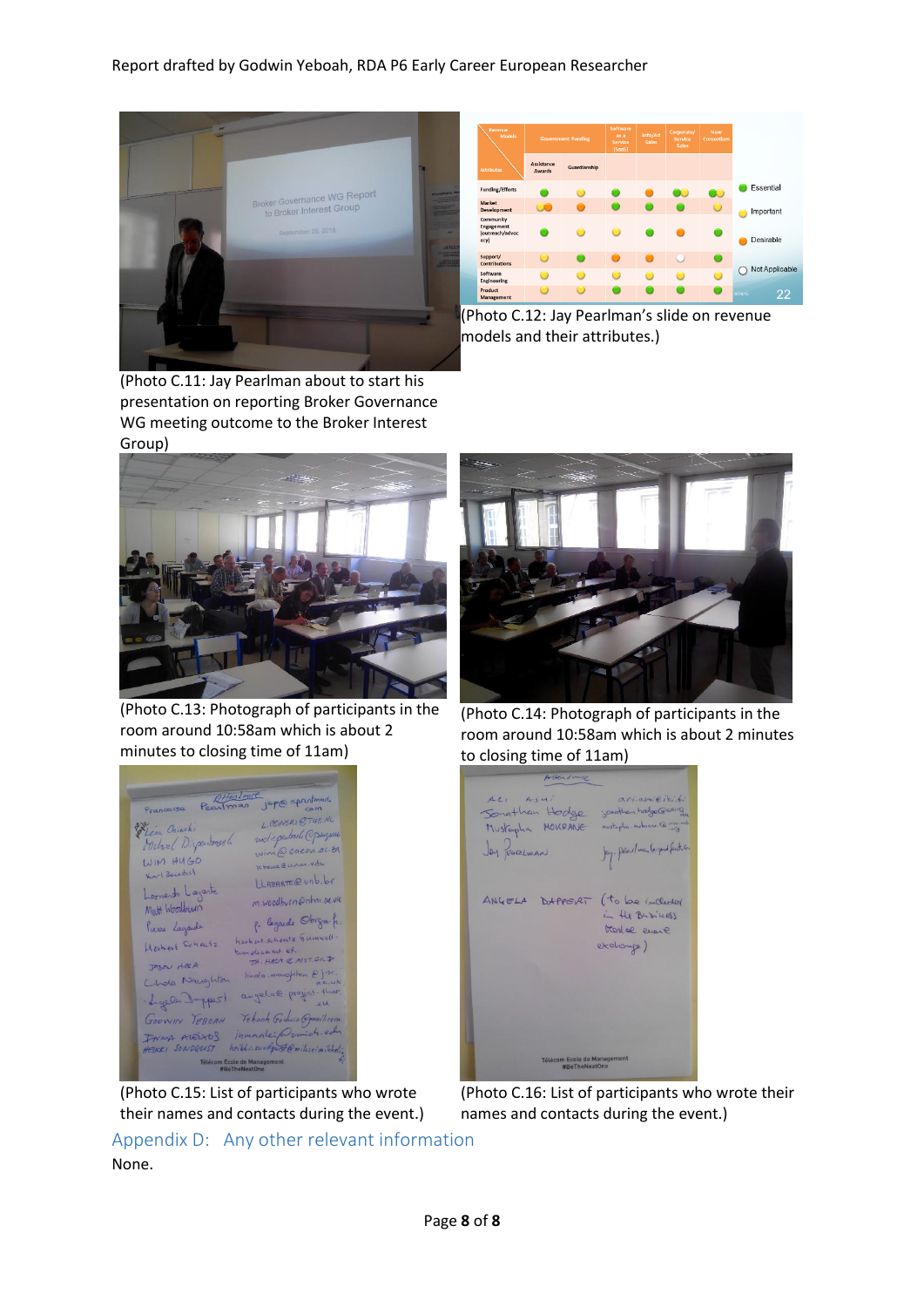(Photo C.11: Jay Pearlman about to start his presentation on reporting Broker Governance WG meeting outcome to the Broker Interest Group)

(Photo C.12: Jay Pearlman's slide on revenue models and their attributes.)

(Photo C.13: Photograph of participants in the room around 10:58am which is about 2 minutes to closing time of 11am)

(Photo C.14: Photograph of participants in the room around 10:58am which is about 2 minutes to closing time of 11am)

(Photo C.15: List of participants who wrote their names and contacts during the event.)

(Photo C.16: List of participants who wrote their names and contacts during the event.)

## Appendix D: Any other relevant information

None.